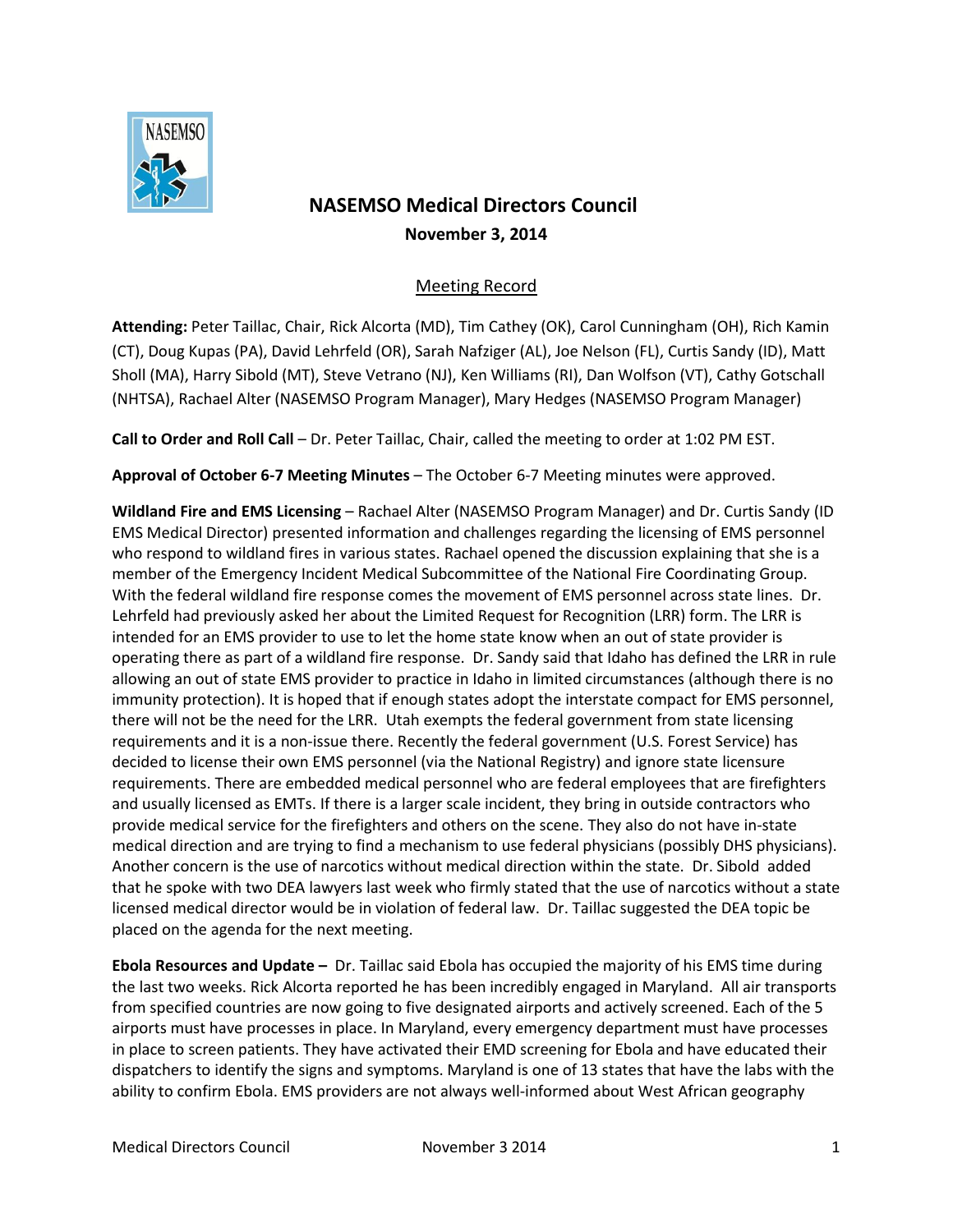# NASEMSO Medical Directors Council

**November 3, 2014**

Meeting Record

**Attending:** Peter Taillac, Chair, Rick Alcorta (MD), Tim Cathey (OK), Carol Cunningham (OH), Rich Kamin (CT), Doug Kupas (PA), David Lehrfeld (OR), Sarah Nafziger (AL), Joe Nelson (FL), Curtis Sandy (ID), Matt Sholl (MA), Harry Sibold (MT), Steve Vetrano (NJ), Ken Williams (RI), Dan Wolfson (VT), Cathy Gotschall (NHTSA), Rachael Alter (NASEMSO Program Manager), Mary Hedges (NASEMSO Program Manager)

**Call to Order and Roll Call** – Dr. Peter Taillac, Chair, called the meeting to order at 1:02 PM EST.

**Approval of October 6-7 Meeting Minutes** – The October 6-7 Meeting minutes were approved.

**Wildland Fire and EMS Licensing** – Rachael Alter (NASEMSO Program Manager) and Dr. Curtis Sandy (ID EMS Medical Director) presented information and challenges regarding the licensing of EMS personnel who respond to wildland fires in various states. Rachael opened the discussion explaining that she is a member of the Emergency Incident Medical Subcommittee of the National Fire Coordinating Group. With the federal wildland fire response comes the movement of EMS personnel across state lines. Dr. Lehrfeld had previously asked her about the Limited Request for Recognition (LRR) form. The LRR is intended for an EMS provider to use to let the home state know when an out of state provider is operating there as part of a wildland fire response. Dr. Sandy said that Idaho has defined the LRR in rule allowing an out of state EMS provider to practice in Idaho in limited circumstances (although there is no immunity protection). It is hoped that if enough states adopt the interstate compact for EMS personnel, there will not be the need for the LRR. Utah exempts the federal government from state licensing requirements and it is a non-issue there. Recently the federal government (U.S. Forest Service) has decided to license their own EMS personnel (via the National Registry) and ignore state licensure requirements. There are embedded medical personnel who are federal employees that are firefighters and usually licensed as EMTs. If there is a larger scale incident, they bring in outside contractors who provide medical service for the firefighters and others on the scene. They also do not have in-state medical direction and are trying to find a mechanism to use federal physicians (possibly DHS physicians). Another concern is the use of narcotics without medical direction within the state. Dr. Sibold added that he spoke with two DEA lawyers last week who firmly stated that the use of narcotics without a state licensed medical director would be in violation of federal law. Dr. Taillac suggested the DEA topic be placed on the agenda for the next meeting.

**Ebola Resources and Update –** Dr. Taillac said Ebola has occupied the majority of his EMS time during the last two weeks. Rick Alcorta reported he has been incredibly engaged in Maryland. All air transports from specified countries are now going to five designated airports and actively screened. Each of the 5 airports must have processes in place. In Maryland, every emergency department must have processes in place to screen patients. They have activated their EMD screening for Ebola and have educated their dispatchers to identify the signs and symptoms. Maryland is one of 13 states that have the labs with the ability to confirm Ebola. EMS providers are not always well-informed about West African geography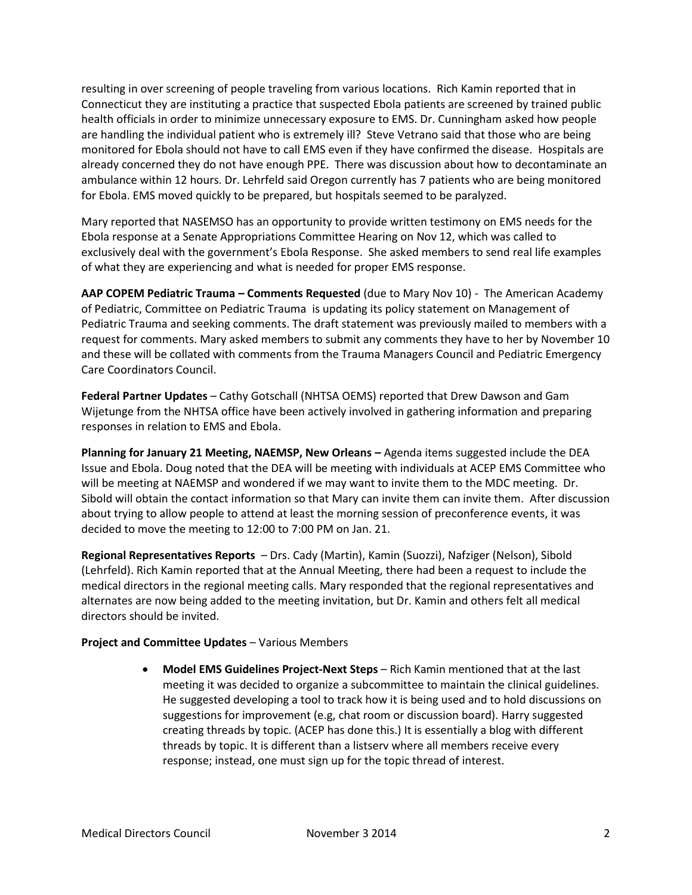resulting in over screening of people traveling from various locations. Rich Kamin reported that in Connecticut they are instituting a practice that suspected Ebola patients are screened by trained public health officials in order to minimize unnecessary exposure to EMS. Dr. Cunningham asked how people are handling the individual patient who is extremely ill? Steve Vetrano said that those who are being monitored for Ebola should not have to call EMS even if they have confirmed the disease. Hospitals are already concerned they do not have enough PPE. There was discussion about how to decontaminate an ambulance within 12 hours. Dr. Lehrfeld said Oregon currently has 7 patients who are being monitored for Ebola. EMS moved quickly to be prepared, but hospitals seemed to be paralyzed.

Mary reported that NASEMSO has an opportunity to provide written testimony on EMS needs for the Ebola response at a Senate Appropriations Committee Hearing on Nov 12, which was called to exclusively deal with the government's Ebola Response. She asked members to send real life examples of what they are experiencing and what is needed for proper EMS response.

**AAP COPEM Pediatric Trauma – Comments Requested** (due to Mary Nov 10) - The American Academy of Pediatric, Committee on Pediatric Trauma is updating its policy statement on Management of Pediatric Trauma and seeking comments. The draft statement was previously mailed to members with a request for comments. Mary asked members to submit any comments they have to her by November 10 and these will be collated with comments from the Trauma Managers Council and Pediatric Emergency Care Coordinators Council.

**Federal Partner Updates** – Cathy Gotschall (NHTSA OEMS) reported that Drew Dawson and Gam Wijetunge from the NHTSA office have been actively involved in gathering information and preparing responses in relation to EMS and Ebola.

**Planning for January 21 Meeting, NAEMSP, New Orleans –** Agenda items suggested include the DEA Issue and Ebola. Doug noted that the DEA will be meeting with individuals at ACEP EMS Committee who will be meeting at NAEMSP and wondered if we may want to invite them to the MDC meeting. Dr. Sibold will obtain the contact information so that Mary can invite them can invite them. After discussion about trying to allow people to attend at least the morning session of preconference events, it was decided to move the meeting to 12:00 to 7:00 PM on Jan. 21.

**Regional Representatives Reports** – Drs. Cady (Martin), Kamin (Suozzi), Nafziger (Nelson), Sibold (Lehrfeld). Rich Kamin reported that at the Annual Meeting, there had been a request to include the medical directors in the regional meeting calls. Mary responded that the regional representatives and alternates are now being added to the meeting invitation, but Dr. Kamin and others felt all medical directors should be invited.

**Project and Committee Updates** – Various Members

- **Model EMS Guidelines Project-Next Steps** – Rich Kamin mentioned that at the last meeting it was decided to organize a subcommittee to maintain the clinical guidelines. He suggested developing a tool to track how it is being used and to hold discussions on suggestions for improvement (e.g, chat room or discussion board). Harry suggested creating threads by topic. (ACEP has done this.) It is essentially a blog with different threads by topic. It is different than a listserv where all members receive every response; instead, one must sign up for the topic thread of interest.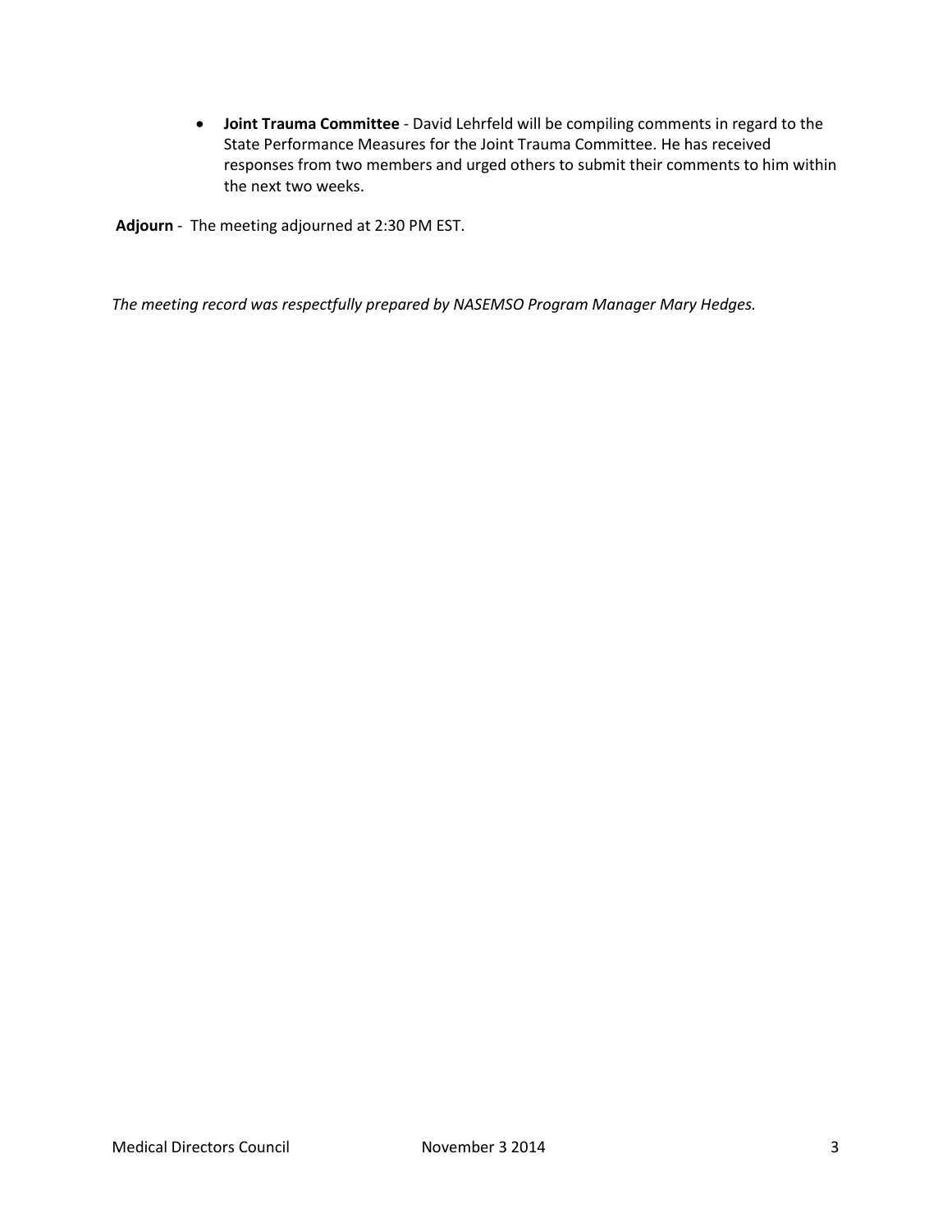- **Joint Trauma Committee** - David Lehrfeld will be compiling comments in regard to the State Performance Measures for the Joint Trauma Committee. He has received responses from two members and urged others to submit their comments to him within the next two weeks.

**Adjourn** - The meeting adjourned at 2:30 PM EST.

*The meeting record was respectfully prepared by NASEMSO Program Manager Mary Hedges.*